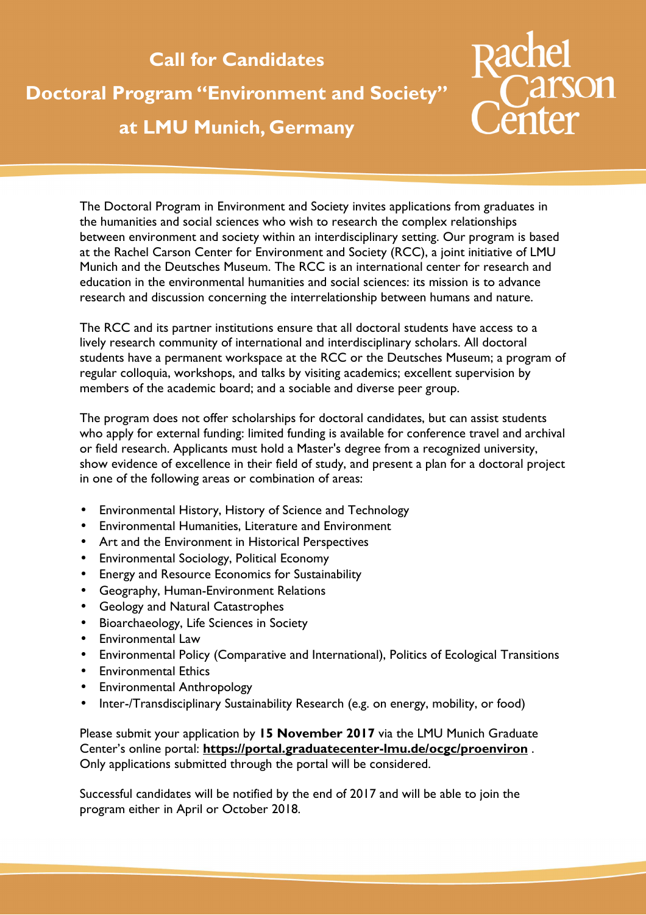# Call for Candidates

# Doctoral Program "Environment and Society" at LMU Munich, Germany

Rachel Carson Center

The Doctoral Program in Environment and Society invites applications from graduates in the humanities and social sciences who wish to research the complex relationships between environment and society within an interdisciplinary setting. Our program is based at the Rachel Carson Center for Environment and Society (RCC), a joint initiative of LMU Munich and the Deutsches Museum. The RCC is an international center for research and education in the environmental humanities and social sciences: its mission is to advance research and discussion concerning the interrelationship between humans and nature.

The RCC and its partner institutions ensure that all doctoral students have access to a lively research community of international and interdisciplinary scholars. All doctoral students have a permanent workspace at the RCC or the Deutsches Museum; a program of regular colloquia, workshops, and talks by visiting academics; excellent supervision by members of the academic board; and a sociable and diverse peer group.

The program does not offer scholarships for doctoral candidates, but can assist students who apply for external funding: limited funding is available for conference travel and archival or field research. Applicants must hold a Master's degree from a recognized university, show evidence of excellence in their field of study, and present a plan for a doctoral project in one of the following areas or combination of areas:

- Environmental History, History of Science and Technology
- Environmental Humanities, Literature and Environment
- Art and the Environment in Historical Perspectives
- Environmental Sociology, Political Economy
- Energy and Resource Economics for Sustainability
- Geography, Human-Environment Relations
- Geology and Natural Catastrophes
- Bioarchaeology, Life Sciences in Society
- Environmental Law
- Environmental Policy (Comparative and International), Politics of Ecological Transitions
- Environmental Ethics
- Environmental Anthropology
- Inter-/Transdisciplinary Sustainability Research (e.g. on energy, mobility, or food)

Please submit your application by **15 November 2017** via the LMU Munich Graduate Center's online portal: **https://portal.graduatecenter-lmu.de/ocgc/proenviron** . Only applications submitted through the portal will be considered.

Successful candidates will be notified by the end of 2017 and will be able to join the program either in April or October 2018.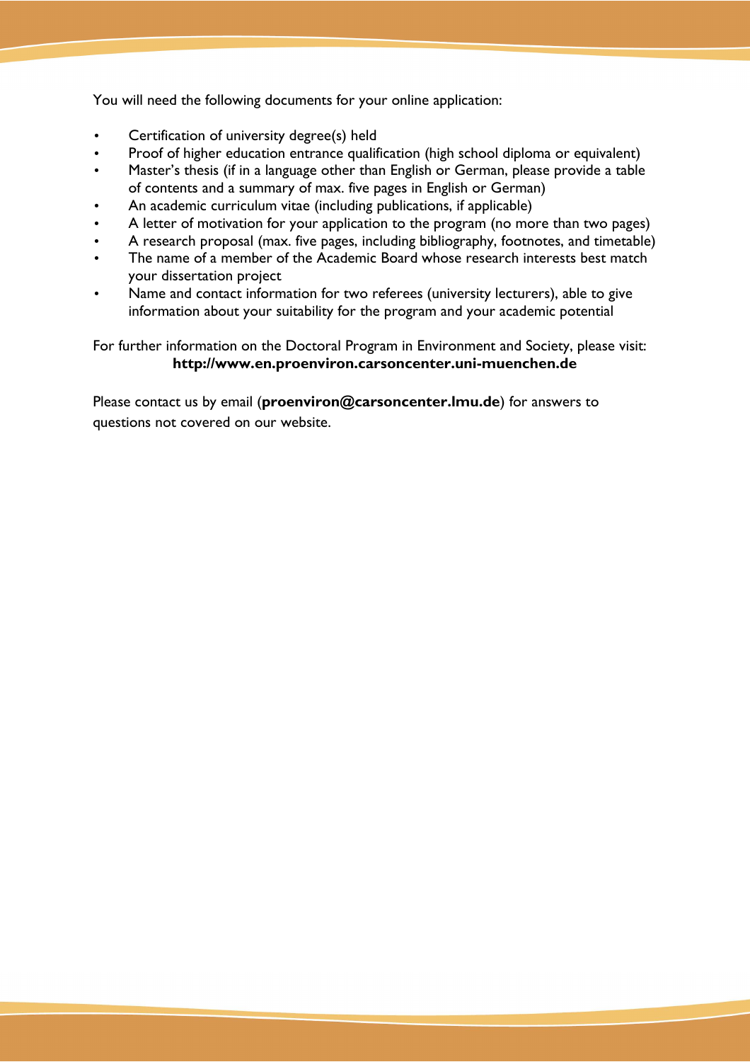You will need the following documents for your online application:

- Certification of university degree(s) held
- Proof of higher education entrance qualification (high school diploma or equivalent)
- Master's thesis (if in a language other than English or German, please provide a table of contents and a summary of max. five pages in English or German)
- An academic curriculum vitae (including publications, if applicable)
- A letter of motivation for your application to the program (no more than two pages)
- A research proposal (max. five pages, including bibliography, footnotes, and timetable)
- The name of a member of the Academic Board whose research interests best match your dissertation project
- Name and contact information for two referees (university lecturers), able to give information about your suitability for the program and your academic potential

For further information on the Doctoral Program in Environment and Society, please visit:
**http://www.en.proenviron.carsoncenter.uni-muenchen.de**

Please contact us by email (**proenviron@carsoncenter.lmu.de**) for answers to questions not covered on our website.